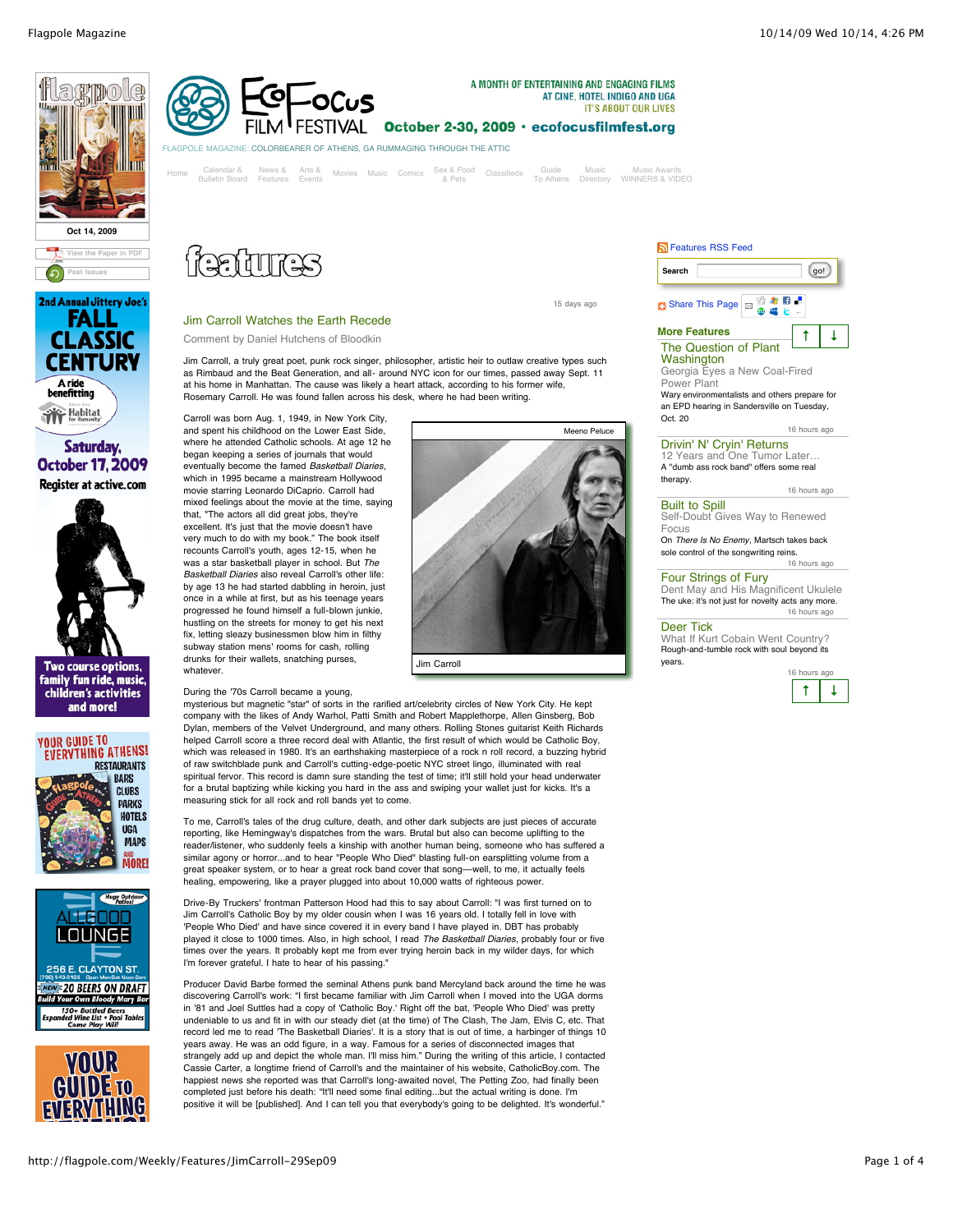# Jim Carroll Watches the Earth Recede

Comment by Daniel Hutchens of Bloodkin

15 days ago

Jim Carroll, a truly great poet, punk rock singer, philosopher, artistic heir to outlaw creative types such as Rimbaud and the Beat Generation, and all- around NYC icon for our times, passed away Sept. 11 at his home in Manhattan. The cause was likely a heart attack, according to his former wife, Rosemary Carroll. He was found fallen across his desk, where he had been writing.

Carroll was born Aug. 1, 1949, in New York City, and spent his childhood on the Lower East Side, where he attended Catholic schools. At age 12 he began keeping a series of journals that would eventually become the famed *Basketball Diaries*, which in 1995 became a mainstream Hollywood movie starring Leonardo DiCaprio. Carroll had mixed feelings about the movie at the time, saying that, "The actors all did great jobs, they're excellent. It's just that the movie doesn't have very much to do with my book." The book itself recounts Carroll's youth, ages 12-15, when he was a star basketball player in school. But *The Basketball Diaries* also reveal Carroll's other life: by age 13 he had started dabbling in heroin, just once in a while at first, but as his teenage years progressed he found himself a full-blown junkie, hustling on the streets for money to get his next fix, letting sleazy businessmen blow him in filthy subway station mens' rooms for cash, rolling drunks for their wallets, snatching purses, whatever.

Meeno Peluce

Jim Carroll

During the '70s Carroll became a young, mysterious but magnetic "star" of sorts in the rarified art/celebrity circles of New York City. He kept company with the likes of Andy Warhol, Patti Smith and Robert Mapplethorpe, Allen Ginsberg, Bob Dylan, members of the Velvet Underground, and many others. Rolling Stones guitarist Keith Richards helped Carroll score a three record deal with Atlantic, the first result of which would be Catholic Boy, which was released in 1980. It's an earthshaking masterpiece of a rock n roll record, a buzzing hybrid of raw switchblade punk and Carroll's cutting-edge-poetic NYC street lingo, illuminated with real spiritual fervor. This record is damn sure standing the test of time; it'll still hold your head underwater for a brutal baptizing while kicking you hard in the ass and swiping your wallet just for kicks. It's a measuring stick for all rock and roll bands yet to come.

To me, Carroll's tales of the drug culture, death, and other dark subjects are just pieces of accurate reporting, like Hemingway's dispatches from the wars. Brutal but also can become uplifting to the reader/listener, who suddenly feels a kinship with another human being, someone who has suffered a similar agony or horror...and to hear "People Who Died" blasting full-on earsplitting volume from a great speaker system, or to hear a great rock band cover that song—well, to me, it actually feels healing, empowering, like a prayer plugged into about 10,000 watts of righteous power.

Drive-By Truckers' frontman Patterson Hood had this to say about Carroll: "I was first turned on to Jim Carroll's Catholic Boy by my older cousin when I was 16 years old. I totally fell in love with 'People Who Died' and have since covered it in every band I have played in. DBT has probably played it close to 1000 times. Also, in high school, I read *The Basketball Diaries*, probably four or five times over the years. It probably kept me from ever trying heroin back in my wilder days, for which I'm forever grateful. I hate to hear of his passing."

Producer David Barbe formed the seminal Athens punk band Mercyland back around the time he was discovering Carroll's work: "I first became familiar with Jim Carroll when I moved into the UGA dorms in '81 and Joel Suttles had a copy of 'Catholic Boy.' Right off the bat, 'People Who Died' was pretty undeniable to us and fit in with our steady diet (at the time) of The Clash, The Jam, Elvis C, etc. That record led me to read 'The Basketball Diaries'. It is a story that is out of time, a harbinger of things 10 years away. He was an odd figure, in a way. Famous for a series of disconnected images that strangely add up and depict the whole man. I'll miss him." During the writing of this article, I contacted Cassie Carter, a longtime friend of Carroll's and the maintainer of his website, CatholicBoy.com. The happiest news she reported was that Carroll's long-awaited novel, The Petting Zoo, had finally been completed just before his death: "It'll need some final editing...but the actual writing is done. I'm positive it will be [published]. And I can tell you that everybody's going to be delighted. It's wonderful."

## More Features

**The Question of Plant Washington**
Georgia Eyes a New Coal-Fired Power Plant
Wary environmentalists and others prepare for an EPD hearing in Sandersville on Tuesday, Oct. 20
16 hours ago

**Drivin' N' Cryin' Returns**
12 Years and One Tumor Later…
A "dumb ass rock band" offers some real therapy.
16 hours ago

**Built to Spill**
Self-Doubt Gives Way to Renewed Focus
On *There Is No Enemy*, Martsch takes back sole control of the songwriting reins.
16 hours ago

**Four Strings of Fury**
Dent May and His Magnificent Ukulele
The uke: it's not just for novelty acts any more.
16 hours ago

**Deer Tick**
What If Kurt Cobain Went Country?
Rough-and-tumble rock with soul beyond its years.
16 hours ago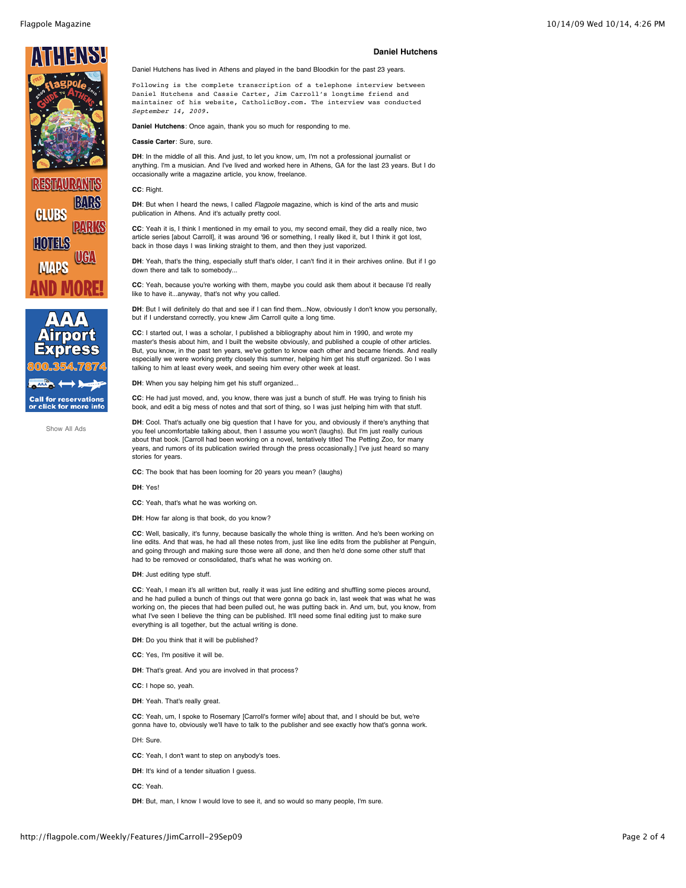**Daniel Hutchens**

Daniel Hutchens has lived in Athens and played in the band Bloodkin for the past 23 years.

Following is the complete transcription of a telephone interview between Daniel Hutchens and Cassie Carter, Jim Carroll's longtime friend and maintainer of his website, CatholicBoy.com. The interview was conducted *September 14, 2009.*

**Daniel Hutchens**: Once again, thank you so much for responding to me.

**Cassie Carter**: Sure, sure.

**DH**: In the middle of all this. And just, to let you know, um, I'm not a professional journalist or anything. I'm a musician. And I've lived and worked here in Athens, GA for the last 23 years. But I do occasionally write a magazine article, you know, freelance.

**CC**: Right.

**DH**: But when I heard the news, I called *Flagpole* magazine, which is kind of the arts and music publication in Athens. And it's actually pretty cool.

**CC**: Yeah it is, I think I mentioned in my email to you, my second email, they did a really nice, two article series [about Carroll], it was around '96 or something, I really liked it, but I think it got lost, back in those days I was linking straight to them, and then they just vaporized.

**DH**: Yeah, that's the thing, especially stuff that's older, I can't find it in their archives online. But if I go down there and talk to somebody...

**CC**: Yeah, because you're working with them, maybe you could ask them about it because I'd really like to have it...anyway, that's not why you called.

**DH**: But I will definitely do that and see if I can find them...Now, obviously I don't know you personally, but if I understand correctly, you knew Jim Carroll quite a long time.

**CC**: I started out, I was a scholar, I published a bibliography about him in 1990, and wrote my master's thesis about him, and I built the website obviously, and published a couple of other articles. But, you know, in the past ten years, we've gotten to know each other and became friends. And really especially we were working pretty closely this summer, helping him get his stuff organized. So I was talking to him at least every week, and seeing him every other week at least.

**DH**: When you say helping him get his stuff organized...

**CC**: He had just moved, and, you know, there was just a bunch of stuff. He was trying to finish his book, and edit a big mess of notes and that sort of thing, so I was just helping him with that stuff.

**DH**: Cool. That's actually one big question that I have for you, and obviously if there's anything that you feel uncomfortable talking about, then I assume you won't (laughs). But I'm just really curious about that book. [Carroll had been working on a novel, tentatively titled The Petting Zoo, for many years, and rumors of its publication swirled through the press occasionally.] I've just heard so many stories for years.

**CC**: The book that has been looming for 20 years you mean? (laughs)

**DH**: Yes!

**CC**: Yeah, that's what he was working on.

**DH**: How far along is that book, do you know?

**CC**: Well, basically, it's funny, because basically the whole thing is written. And he's been working on line edits. And that was, he had all these notes from, just like line edits from the publisher at Penguin, and going through and making sure those were all done, and then he'd done some other stuff that had to be removed or consolidated, that's what he was working on.

**DH**: Just editing type stuff.

**CC**: Yeah, I mean it's all written but, really it was just line editing and shuffling some pieces around, and he had pulled a bunch of things out that were gonna go back in, last week that was what he was working on, the pieces that had been pulled out, he was putting back in. And um, but, you know, from what I've seen I believe the thing can be published. It'll need some final editing just to make sure everything is all together, but the actual writing is done.

**DH**: Do you think that it will be published?

**CC**: Yes, I'm positive it will be.

**DH**: That's great. And you are involved in that process?

**CC**: I hope so, yeah.

**DH**: Yeah. That's really great.

**CC**: Yeah, um, I spoke to Rosemary [Carroll's former wife] about that, and I should be but, we're gonna have to, obviously we'll have to talk to the publisher and see exactly how that's gonna work.

DH: Sure.

**CC**: Yeah, I don't want to step on anybody's toes.

**DH**: It's kind of a tender situation I guess.

**CC**: Yeah.

**DH**: But, man, I know I would love to see it, and so would so many people, I'm sure.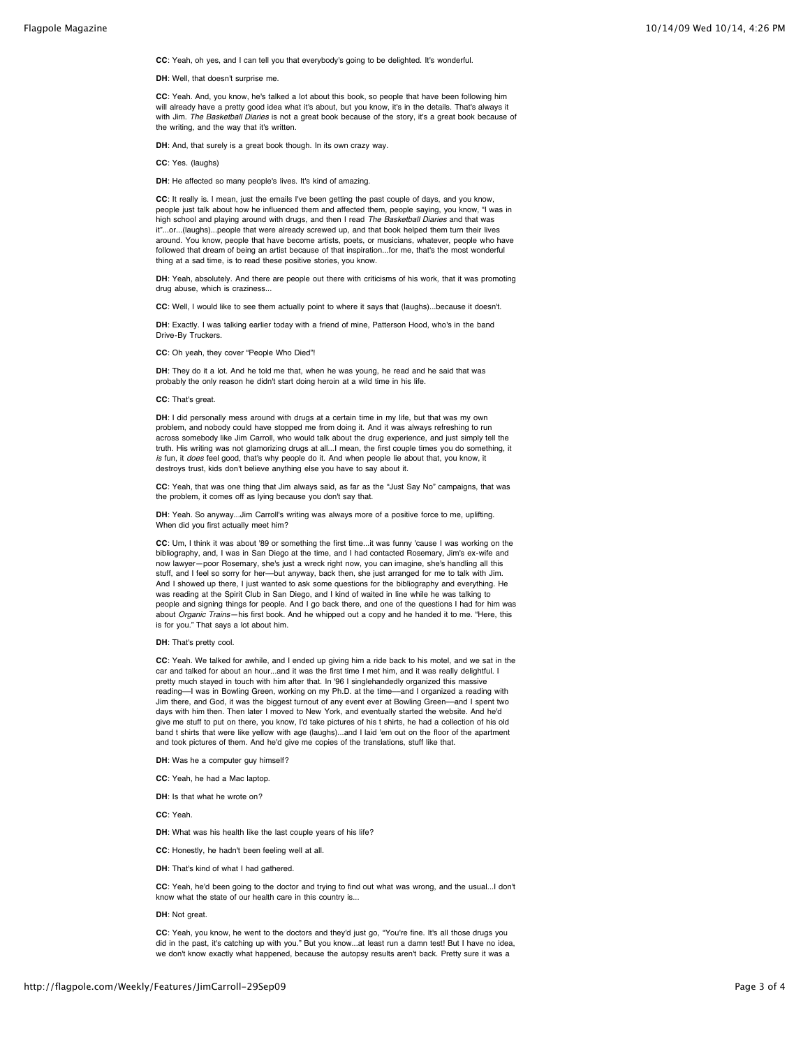**CC**: Yeah, oh yes, and I can tell you that everybody's going to be delighted. It's wonderful.

**DH**: Well, that doesn't surprise me.

**CC**: Yeah. And, you know, he's talked a lot about this book, so people that have been following him will already have a pretty good idea what it's about, but you know, it's in the details. That's always it with Jim. *The Basketball Diaries* is not a great book because of the story, it's a great book because of the writing, and the way that it's written.

**DH**: And, that surely is a great book though. In its own crazy way.

**CC**: Yes. (laughs)

**DH**: He affected so many people's lives. It's kind of amazing.

**CC**: It really is. I mean, just the emails I've been getting the past couple of days, and you know, people just talk about how he influenced them and affected them, people saying, you know, "I was in high school and playing around with drugs, and then I read *The Basketball Diaries* and that was it"...or...(laughs)...people that were already screwed up, and that book helped them turn their lives around. You know, people that have become artists, poets, or musicians, whatever, people who have followed that dream of being an artist because of that inspiration...for me, that's the most wonderful thing at a sad time, is to read these positive stories, you know.

**DH**: Yeah, absolutely. And there are people out there with criticisms of his work, that it was promoting drug abuse, which is craziness...

**CC**: Well, I would like to see them actually point to where it says that (laughs)...because it doesn't.

**DH**: Exactly. I was talking earlier today with a friend of mine, Patterson Hood, who's in the band Drive-By Truckers.

**CC**: Oh yeah, they cover "People Who Died"!

**DH**: They do it a lot. And he told me that, when he was young, he read and he said that was probably the only reason he didn't start doing heroin at a wild time in his life.

**CC**: That's great.

**DH**: I did personally mess around with drugs at a certain time in my life, but that was my own problem, and nobody could have stopped me from doing it. And it was always refreshing to run across somebody like Jim Carroll, who would talk about the drug experience, and just simply tell the truth. His writing was not glamorizing drugs at all...I mean, the first couple times you do something, it *is* fun, it *does* feel good, that's why people do it. And when people lie about that, you know, it destroys trust, kids don't believe anything else you have to say about it.

**CC**: Yeah, that was one thing that Jim always said, as far as the "Just Say No" campaigns, that was the problem, it comes off as lying because you don't say that.

**DH**: Yeah. So anyway...Jim Carroll's writing was always more of a positive force to me, uplifting. When did you first actually meet him?

**CC**: Um, I think it was about '89 or something the first time...it was funny 'cause I was working on the bibliography, and, I was in San Diego at the time, and I had contacted Rosemary, Jim's ex-wife and now lawyer—poor Rosemary, she's just a wreck right now, you can imagine, she's handling all this stuff, and I feel so sorry for her—but anyway, back then, she just arranged for me to talk with Jim. And I showed up there, I just wanted to ask some questions for the bibliography and everything. He was reading at the Spirit Club in San Diego, and I kind of waited in line while he was talking to people and signing things for people. And I go back there, and one of the questions I had for him was about *Organic Trains*—his first book. And he whipped out a copy and he handed it to me. "Here, this is for you." That says a lot about him.

**DH**: That's pretty cool.

**CC**: Yeah. We talked for awhile, and I ended up giving him a ride back to his motel, and we sat in the car and talked for about an hour...and it was the first time I met him, and it was really delightful. I pretty much stayed in touch with him after that. In '96 I singlehandedly organized this massive reading—I was in Bowling Green, working on my Ph.D. at the time—and I organized a reading with Jim there, and God, it was the biggest turnout of any event ever at Bowling Green—and I spent two days with him then. Then later I moved to New York, and eventually started the website. And he'd give me stuff to put on there, you know, I'd take pictures of his t shirts, he had a collection of his old band t shirts that were like yellow with age (laughs)...and I laid 'em out on the floor of the apartment and took pictures of them. And he'd give me copies of the translations, stuff like that.

**DH**: Was he a computer guy himself?

**CC**: Yeah, he had a Mac laptop.

**DH**: Is that what he wrote on?

**CC**: Yeah.

**DH**: What was his health like the last couple years of his life?

**CC**: Honestly, he hadn't been feeling well at all.

**DH**: That's kind of what I had gathered.

**CC**: Yeah, he'd been going to the doctor and trying to find out what was wrong, and the usual...I don't know what the state of our health care in this country is...

**DH**: Not great.

**CC**: Yeah, you know, he went to the doctors and they'd just go, "You're fine. It's all those drugs you did in the past, it's catching up with you." But you know...at least run a damn test! But I have no idea, we don't know exactly what happened, because the autopsy results aren't back. Pretty sure it was a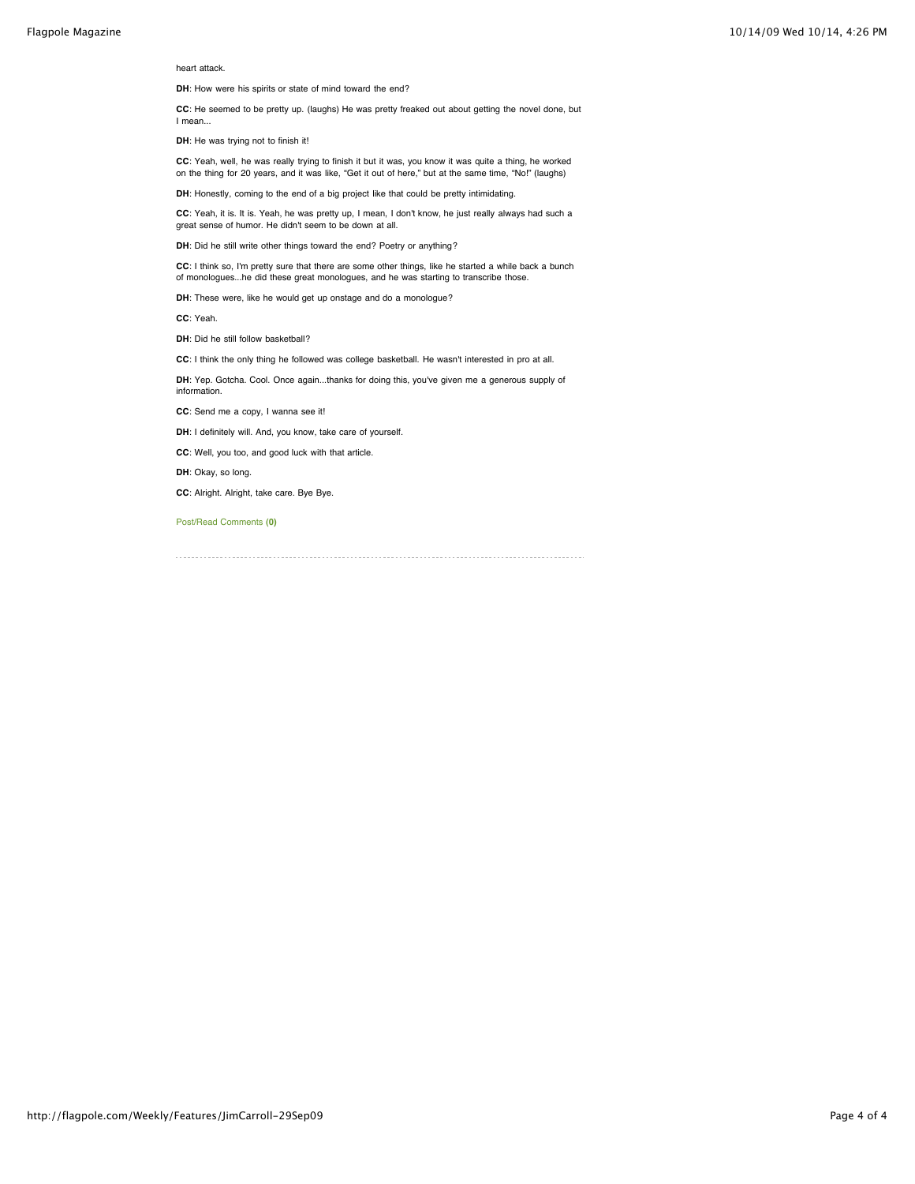heart attack.

**DH**: How were his spirits or state of mind toward the end?

**CC**: He seemed to be pretty up. (laughs) He was pretty freaked out about getting the novel done, but I mean...

**DH**: He was trying not to finish it!

**CC**: Yeah, well, he was really trying to finish it but it was, you know it was quite a thing, he worked on the thing for 20 years, and it was like, "Get it out of here," but at the same time, "No!" (laughs)

**DH**: Honestly, coming to the end of a big project like that could be pretty intimidating.

**CC**: Yeah, it is. It is. Yeah, he was pretty up, I mean, I don't know, he just really always had such a great sense of humor. He didn't seem to be down at all.

**DH**: Did he still write other things toward the end? Poetry or anything?

**CC**: I think so, I'm pretty sure that there are some other things, like he started a while back a bunch of monologues...he did these great monologues, and he was starting to transcribe those.

**DH**: These were, like he would get up onstage and do a monologue?

**CC**: Yeah.

**DH**: Did he still follow basketball?

**CC**: I think the only thing he followed was college basketball. He wasn't interested in pro at all.

**DH**: Yep. Gotcha. Cool. Once again...thanks for doing this, you've given me a generous supply of information.

**CC**: Send me a copy, I wanna see it!

**DH**: I definitely will. And, you know, take care of yourself.

**CC**: Well, you too, and good luck with that article.

**DH**: Okay, so long.

**CC**: Alright. Alright, take care. Bye Bye.

Post/Read Comments **(0)**